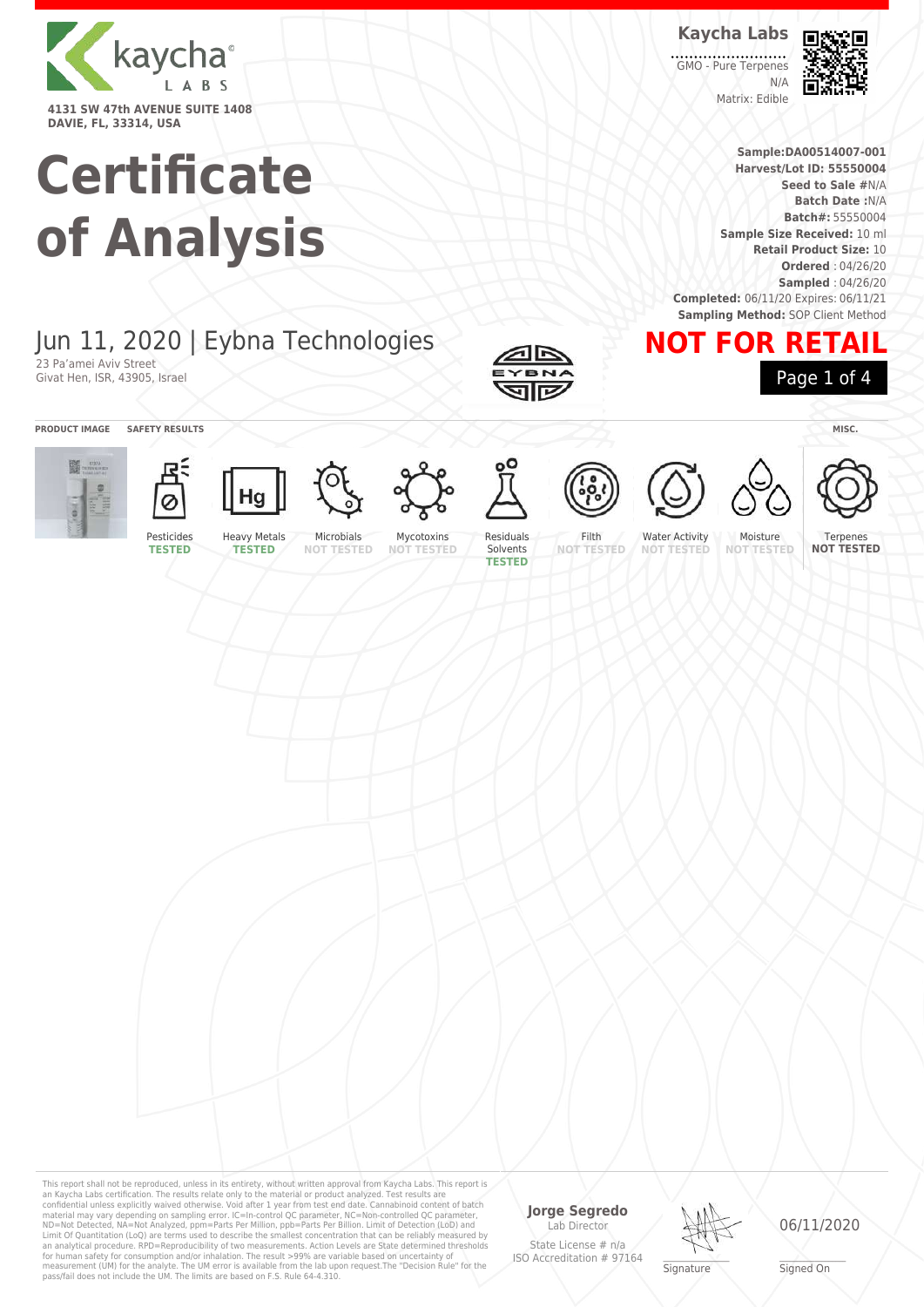kaycha® LABS

**4131 SW 47th AVENUE SUITE 1408**
**DAVIE, FL, 33314, USA**

**Kaycha Labs**

GMO - Pure Terpenes
N/A
Matrix: Edible

# Certificate of Analysis

**Sample:DA00514007-001**
**Harvest/Lot ID: 55550004**
**Seed to Sale #**N/A
**Batch Date :**N/A
**Batch#:** 55550004
**Sample Size Received:** 10 ml
**Retail Product Size:** 10
**Ordered** : 04/26/20
**Sampled** : 04/26/20
**Completed:** 06/11/20 Expires: 06/11/21
**Sampling Method:** SOP Client Method

## Jun 11, 2020 | Eybna Technologies

23 Pa'amei Aviv Street
Givat Hen, ISR, 43905, Israel

## NOT FOR RETAIL

**PRODUCT IMAGE** **SAFETY RESULTS** **MISC.**

| Pesticides | Heavy Metals | Microbials | Mycotoxins | Residuals Solvents | Filth | Water Activity | Moisture | Terpenes |
|---|---|---|---|---|---|---|---|---|
| TESTED | TESTED | NOT TESTED | NOT TESTED | TESTED | NOT TESTED | NOT TESTED | NOT TESTED | NOT TESTED |

This report shall not be reproduced, unless in its entirety, without written approval from Kaycha Labs. This report is an Kaycha Labs certification. The results relate only to the material or product analyzed. Test results are confidential unless explicitly waived otherwise. Void after 1 year from test end date. Cannabinoid content of batch material may vary depending on sampling error. IC=In-control QC parameter, NC=Non-controlled QC parameter, ND=Not Detected, NA=Not Analyzed, ppm=Parts Per Million, ppb=Parts Per Billion. Limit of Detection (LoD) and Limit Of Quantitation (LoQ) are terms used to describe the smallest concentration that can be reliably measured by an analytical procedure. RPD=Reproducibility of two measurements. Action Levels are State determined thresholds for human safety for consumption and/or inhalation. The result >99% are variable based on uncertainty of measurement (UM) for the analyte. The UM error is available from the lab upon request.The "Decision Rule" for the pass/fail does not include the UM. The limits are based on F.S. Rule 64-4.310.

**Jorge Segredo**
Lab Director
State License # n/a
ISO Accreditation # 97164

Signature

06/11/2020
Signed On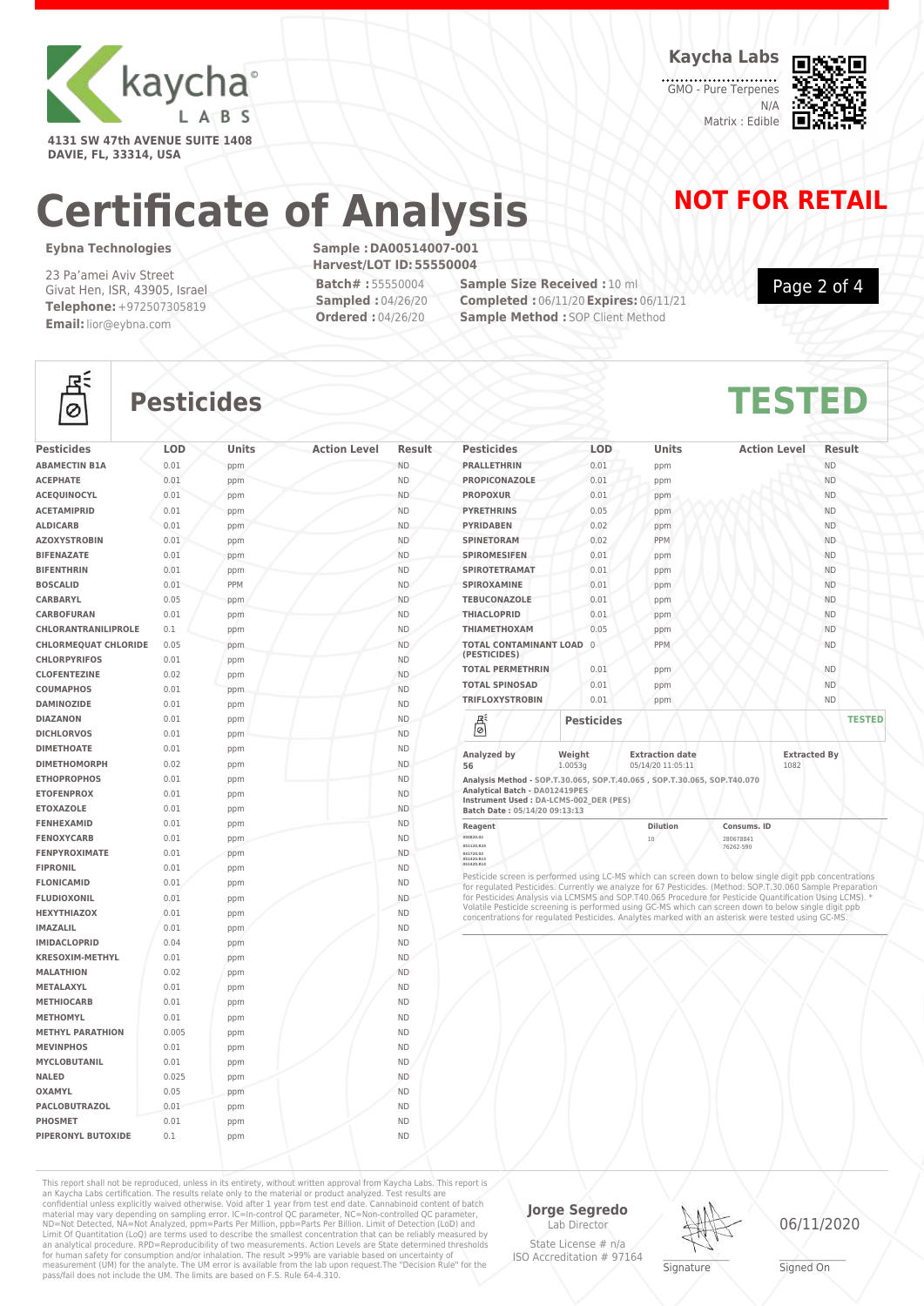**Kaycha Labs**

GMO - Pure Terpenes
N/A
Matrix : Edible

4131 SW 47th AVENUE SUITE 1408
DAVIE, FL, 33314, USA

# Certificate of Analysis

## NOT FOR RETAIL

**Eybna Technologies**

23 Pa'amei Aviv Street
Givat Hen, ISR, 43905, Israel
**Telephone:** +972507305819
**Email:** lior@eybna.com

**Sample : DA00514007-001**
**Harvest/LOT ID: 55550004**
**Batch# :** 55550004
**Sampled :** 04/26/20
**Ordered :** 04/26/20
**Sample Size Received :** 10 ml
**Completed :** 06/11/20 **Expires:** 06/11/21
**Sample Method :** SOP Client Method

## Pesticides

**TESTED**

| Pesticides | LOD | Units | Action Level | Result |
|---|---|---|---|---|
| ABAMECTIN B1A | 0.01 | ppm | | ND |
| ACEPHATE | 0.01 | ppm | | ND |
| ACEQUINOCYL | 0.01 | ppm | | ND |
| ACETAMIPRID | 0.01 | ppm | | ND |
| ALDICARB | 0.01 | ppm | | ND |
| AZOXYSTROBIN | 0.01 | ppm | | ND |
| BIFENAZATE | 0.01 | ppm | | ND |
| BIFENTHRIN | 0.01 | ppm | | ND |
| BOSCALID | 0.01 | PPM | | ND |
| CARBARYL | 0.05 | ppm | | ND |
| CARBOFURAN | 0.01 | ppm | | ND |
| CHLORANTRANILIPROLE | 0.1 | ppm | | ND |
| CHLORMEQUAT CHLORIDE | 0.05 | ppm | | ND |
| CHLORPYRIFOS | 0.01 | ppm | | ND |
| CLOFENTEZINE | 0.02 | ppm | | ND |
| COUMAPHOS | 0.01 | ppm | | ND |
| DAMINOZIDE | 0.01 | ppm | | ND |
| DIAZANON | 0.01 | ppm | | ND |
| DICHLORVOS | 0.01 | ppm | | ND |
| DIMETHOATE | 0.01 | ppm | | ND |
| DIMETHOMORPH | 0.02 | ppm | | ND |
| ETHOPROPHOS | 0.01 | ppm | | ND |
| ETOFENPROX | 0.01 | ppm | | ND |
| ETOXAZOLE | 0.01 | ppm | | ND |
| FENHEXAMID | 0.01 | ppm | | ND |
| FENOXYCARB | 0.01 | ppm | | ND |
| FENPYROXIMATE | 0.01 | ppm | | ND |
| FIPRONIL | 0.01 | ppm | | ND |
| FLONICAMID | 0.01 | ppm | | ND |
| FLUDIOXONIL | 0.01 | ppm | | ND |
| HEXYTHIAZOX | 0.01 | ppm | | ND |
| IMAZALIL | 0.01 | ppm | | ND |
| IMIDACLOPRID | 0.04 | ppm | | ND |
| KRESOXIM-METHYL | 0.01 | ppm | | ND |
| MALATHION | 0.02 | ppm | | ND |
| METALAXYL | 0.01 | ppm | | ND |
| METHIOCARB | 0.01 | ppm | | ND |
| METHOMYL | 0.01 | ppm | | ND |
| METHYL PARATHION | 0.005 | ppm | | ND |
| MEVINPHOS | 0.01 | ppm | | ND |
| MYCLOBUTANIL | 0.01 | ppm | | ND |
| NALED | 0.025 | ppm | | ND |
| OXAMYL | 0.05 | ppm | | ND |
| PACLOBUTRAZOL | 0.01 | ppm | | ND |
| PHOSMET | 0.01 | ppm | | ND |
| PIPERONYL BUTOXIDE | 0.1 | ppm | | ND |
| PRALLETHRIN | 0.01 | ppm | | ND |
| PROPICONAZOLE | 0.01 | ppm | | ND |
| PROPOXUR | 0.01 | ppm | | ND |
| PYRETHRINS | 0.05 | ppm | | ND |
| PYRIDABEN | 0.02 | ppm | | ND |
| SPINETORAM | 0.02 | PPM | | ND |
| SPIROMESIFEN | 0.01 | ppm | | ND |
| SPIROTETRAMAT | 0.01 | ppm | | ND |
| SPIROXAMINE | 0.01 | ppm | | ND |
| TEBUCONAZOLE | 0.01 | ppm | | ND |
| THIACLOPRID | 0.01 | ppm | | ND |
| THIAMETHOXAM | 0.05 | ppm | | ND |
| TOTAL CONTAMINANT LOAD (PESTICIDES) | 0 | PPM | | ND |
| TOTAL PERMETHRIN | 0.01 | ppm | | ND |
| TOTAL SPINOSAD | 0.01 | ppm | | ND |
| TRIFLOXYSTROBIN | 0.01 | ppm | | ND |

**Pesticides** — **TESTED**

| Analyzed by | Weight | Extraction date | Extracted By |
|---|---|---|---|
| 56 | 1.0053g | 05/14/20 11:05:11 | 1082 |

**Analysis Method -** SOP.T.30.065, SOP.T.40.065 , SOP.T.30.065, SOP.T40.070
**Analytical Batch -** DA012419PES
**Instrument Used :** DA-LCMS-002_DER (PES)
**Batch Date :** 05/14/20 09:13:13

| Reagent | Dilution | Consums. ID |
|---|---|---|
| 050820.03<br>051120.R24<br>041720.03<br>051820.R13<br>051820.R14 | 10 | 280678841<br>76262-590 |

Pesticide screen is performed using LC-MS which can screen down to below single digit ppb concentrations for regulated Pesticides. Currently we analyze for 67 Pesticides. (Method: SOP.T.30.060 Sample Preparation for Pesticides Analysis via LCMSMS and SOP.T40.065 Procedure for Pesticide Quantification Using LCMS). * Volatile Pesticide screening is performed using GC-MS which can screen down to below single digit ppb concentrations for regulated Pesticides. Analytes marked with an asterisk were tested using GC-MS.

This report shall not be reproduced, unless in its entirety, without written approval from Kaycha Labs. This report is an Kaycha Labs certification. The results relate only to the material or product analyzed. Test results are confidential unless explicitly waived otherwise. Void after 1 year from test end date. Cannabinoid content of batch material may vary depending on sampling error. IC=In-control QC parameter, NC=Non-controlled QC parameter, ND=Not Detected, NA=Not Analyzed, ppm=Parts Per Million, ppb=Parts Per Billion. Limit of Detection (LoD) and Limit Of Quantitation (LoQ) are terms used to describe the smallest concentration that can be reliably measured by an analytical procedure. RPD=Reproducibility of two measurements. Action Levels are State determined thresholds for human safety for consumption and/or inhalation. The result >99% are variable based on uncertainty of measurement (UM) for the analyte. The UM error is available from the lab upon request.The "Decision Rule" for the pass/fail does not include the UM. The limits are based on F.S. Rule 64-4.310.

**Jorge Segredo**
Lab Director
State License # n/a
ISO Accreditation # 97164

Signature

06/11/2020
Signed On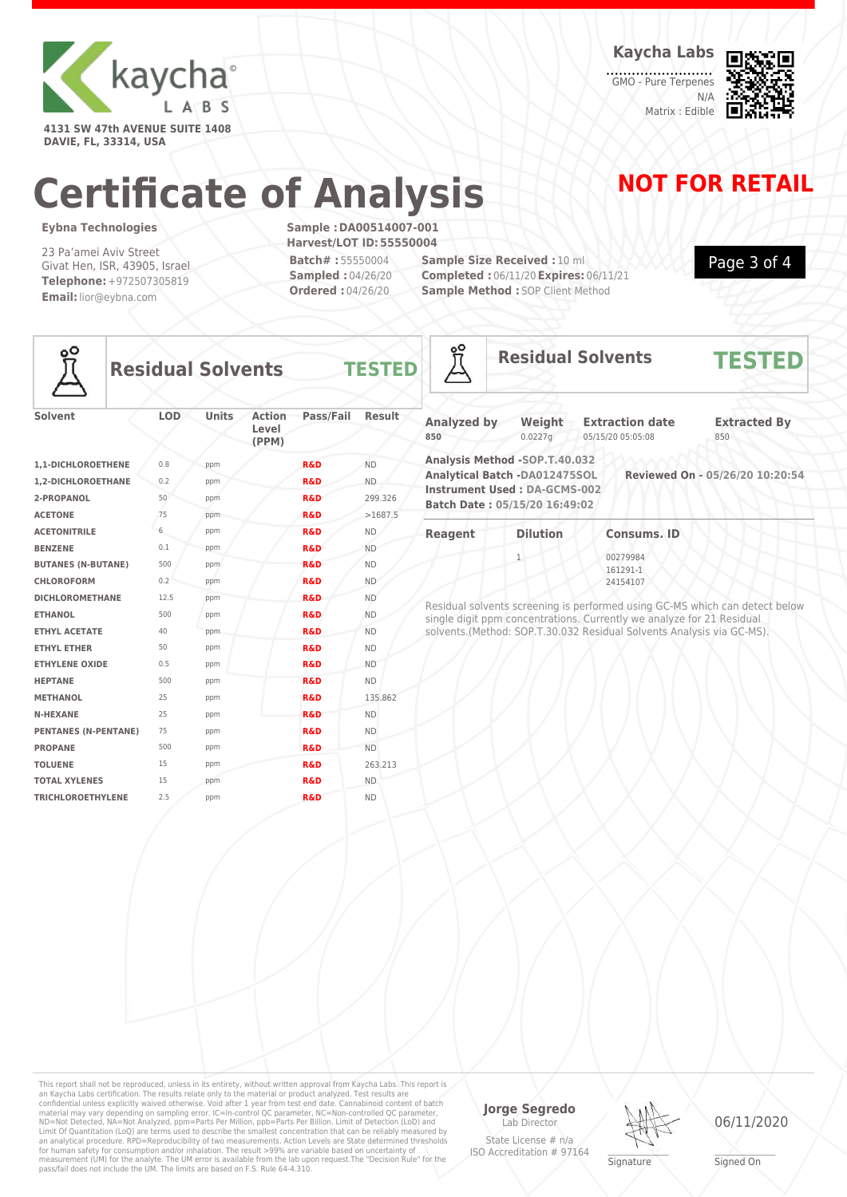**kaycha LABS**

4131 SW 47th AVENUE SUITE 1408
DAVIE, FL, 33314, USA

**Kaycha Labs**

GMO - Pure Terpenes
N/A
Matrix : Edible

# Certificate of Analysis

**NOT FOR RETAIL**

**Eybna Technologies**

23 Pa'amei Aviv Street
Givat Hen, ISR, 43905, Israel
**Telephone:** +972507305819
**Email:** lior@eybna.com

**Sample : DA00514007-001**
**Harvest/LOT ID: 55550004**
**Batch# :** 55550004
**Sampled :** 04/26/20
**Ordered :** 04/26/20

**Sample Size Received :** 10 ml
**Completed :** 06/11/20 **Expires:** 06/11/21
**Sample Method :** SOP Client Method

## Residual Solvents — TESTED

| Solvent | LOD | Units | Action Level (PPM) | Pass/Fail | Result |
|---|---|---|---|---|---|
| 1,1-DICHLOROETHENE | 0.8 | ppm | | R&D | ND |
| 1,2-DICHLOROETHANE | 0.2 | ppm | | R&D | ND |
| 2-PROPANOL | 50 | ppm | | R&D | 299.326 |
| ACETONE | 75 | ppm | | R&D | >1687.5 |
| ACETONITRILE | 6 | ppm | | R&D | ND |
| BENZENE | 0.1 | ppm | | R&D | ND |
| BUTANES (N-BUTANE) | 500 | ppm | | R&D | ND |
| CHLOROFORM | 0.2 | ppm | | R&D | ND |
| DICHLOROMETHANE | 12.5 | ppm | | R&D | ND |
| ETHANOL | 500 | ppm | | R&D | ND |
| ETHYL ACETATE | 40 | ppm | | R&D | ND |
| ETHYL ETHER | 50 | ppm | | R&D | ND |
| ETHYLENE OXIDE | 0.5 | ppm | | R&D | ND |
| HEPTANE | 500 | ppm | | R&D | ND |
| METHANOL | 25 | ppm | | R&D | 135.862 |
| N-HEXANE | 25 | ppm | | R&D | ND |
| PENTANES (N-PENTANE) | 75 | ppm | | R&D | ND |
| PROPANE | 500 | ppm | | R&D | ND |
| TOLUENE | 15 | ppm | | R&D | 263.213 |
| TOTAL XYLENES | 15 | ppm | | R&D | ND |
| TRICHLOROETHYLENE | 2.5 | ppm | | R&D | ND |

## Residual Solvents — TESTED

| Analyzed by | Weight | Extraction date | Extracted By |
|---|---|---|---|
| 850 | 0.0227g | 05/15/20 05:05:08 | 850 |

**Analysis Method** -SOP.T.40.032
**Analytical Batch** -DA012475SOL **Reviewed On** - 05/26/20 10:20:54
**Instrument Used :** DA-GCMS-002
**Batch Date :** 05/15/20 16:49:02

| Reagent | Dilution | Consums. ID |
|---|---|---|
| | 1 | 00279984<br>161291-1<br>24154107 |

Residual solvents screening is performed using GC-MS which can detect below single digit ppm concentrations. Currently we analyze for 21 Residual solvents.(Method: SOP.T.30.032 Residual Solvents Analysis via GC-MS).

This report shall not be reproduced, unless in its entirety, without written approval from Kaycha Labs. This report is an Kaycha Labs certification. The results relate only to the material or product analyzed. Test results are confidential unless explicitly waived otherwise. Void after 1 year from test end date. Cannabinoid content of batch material may vary depending on sampling error. IC=In-control QC parameter, NC=Non-controlled QC parameter, ND=Not Detected, NA=Not Analyzed, ppm=Parts Per Million, ppb=Parts Per Billion. Limit of Detection (LoD) and Limit Of Quantitation (LoQ) are terms used to describe the smallest concentration that can be reliably measured by an analytical procedure. RPD=Reproducibility of two measurements. Action Levels are State determined thresholds for human safety for consumption and/or inhalation. The result >99% are variable based on uncertainty of measurement (UM) for the analyte. The UM error is available from the lab upon request.The "Decision Rule" for the pass/fail does not include the UM. The limits are based on F.S. Rule 64-4.310.

**Jorge Segredo**
Lab Director
State License # n/a
ISO Accreditation # 97164

Signature

06/11/2020
Signed On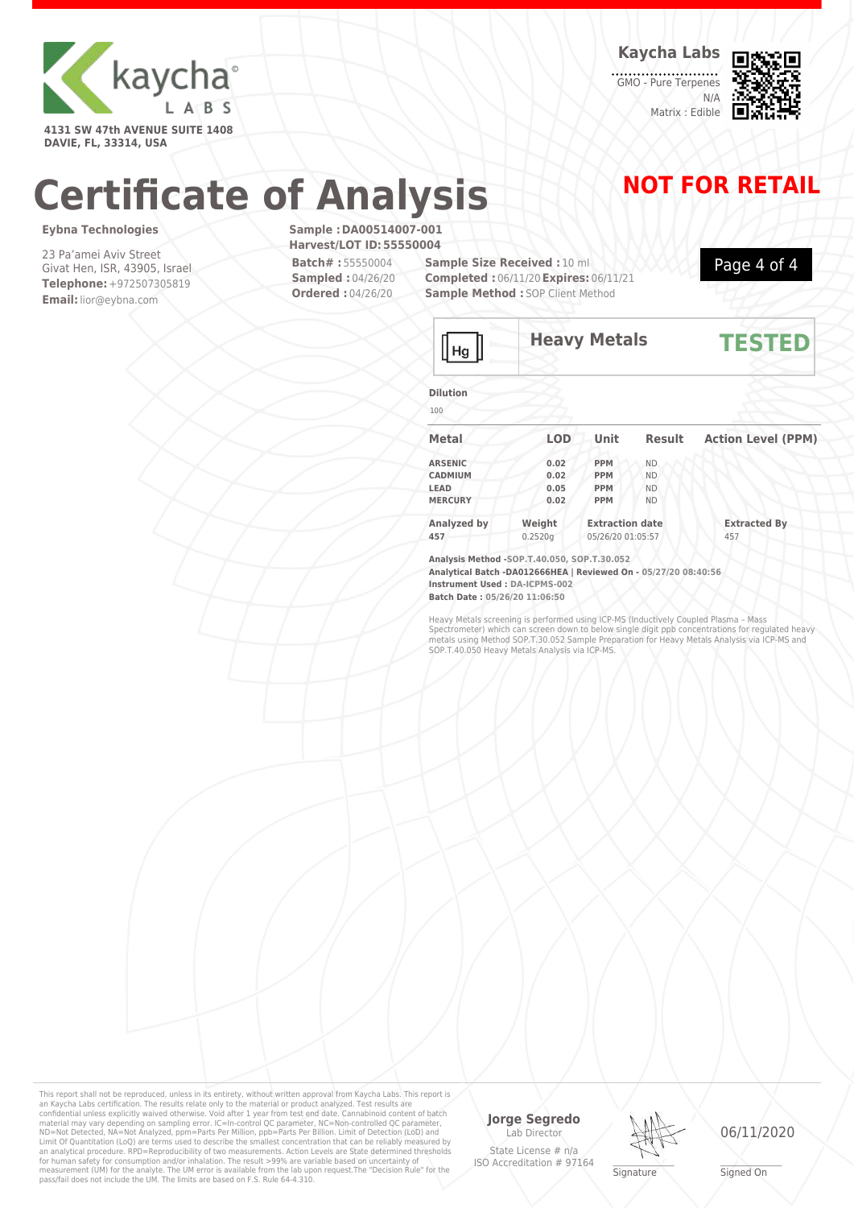kaycha LABS

**4131 SW 47th AVENUE SUITE 1408**
**DAVIE, FL, 33314, USA**

**Kaycha Labs**

GMO - Pure Terpenes
N/A
Matrix : Edible

# Certificate of Analysis

## NOT FOR RETAIL

**Eybna Technologies**

23 Pa'amei Aviv Street
Givat Hen, ISR, 43905, Israel
**Telephone:** +972507305819
**Email:** lior@eybna.com

**Sample : DA00514007-001**
**Harvest/LOT ID: 55550004**

**Batch# :** 55550004
**Sampled :** 04/26/20
**Ordered :** 04/26/20

**Sample Size Received :** 10 ml
**Completed :** 06/11/20 **Expires:** 06/11/21
**Sample Method :** SOP Client Method

### Hg Heavy Metals — TESTED

**Dilution**
100

| Metal | LOD | Unit | Result | Action Level (PPM) |
|---|---|---|---|---|
| ARSENIC | 0.02 | PPM | ND | |
| CADMIUM | 0.02 | PPM | ND | |
| LEAD | 0.05 | PPM | ND | |
| MERCURY | 0.02 | PPM | ND | |

| Analyzed by | Weight | Extraction date | Extracted By |
|---|---|---|---|
| 457 | 0.2520g | 05/26/20 01:05:57 | 457 |

**Analysis Method -SOP.T.40.050, SOP.T.30.052**
**Analytical Batch -DA012666HEA | Reviewed On - 05/27/20 08:40:56**
**Instrument Used : DA-ICPMS-002**
**Batch Date : 05/26/20 11:06:50**

Heavy Metals screening is performed using ICP-MS (Inductively Coupled Plasma - Mass Spectrometer) which can screen down to below single digit ppb concentrations for regulated heavy metals using Method SOP.T.30.052 Sample Preparation for Heavy Metals Analysis via ICP-MS and SOP.T.40.050 Heavy Metals Analysis via ICP-MS.

This report shall not be reproduced, unless in its entirety, without written approval from Kaycha Labs. This report is an Kaycha Labs certification. The results relate only to the material or product analyzed. Test results are confidential unless explicitly waived otherwise. Void after 1 year from test end date. Cannabinoid content of batch material may vary depending on sampling error. IC=In-control QC parameter, NC=Non-controlled QC parameter, ND=Not Detected, NA=Not Analyzed, ppm=Parts Per Million, ppb=Parts Per Billion. Limit of Detection (LoD) and Limit Of Quantitation (LoQ) are terms used to describe the smallest concentration that can be reliably measured by an analytical procedure. RPD=Reproducibility of two measurements. Action Levels are State determined thresholds for human safety for consumption and/or inhalation. The result >99% are variable based on uncertainty of measurement (UM) for the analyte. The UM error is available from the lab upon request.The "Decision Rule" for the pass/fail does not include the UM. The limits are based on F.S. Rule 64-4.310.

**Jorge Segredo**
Lab Director

State License # n/a
ISO Accreditation # 97164

Signature

06/11/2020
Signed On